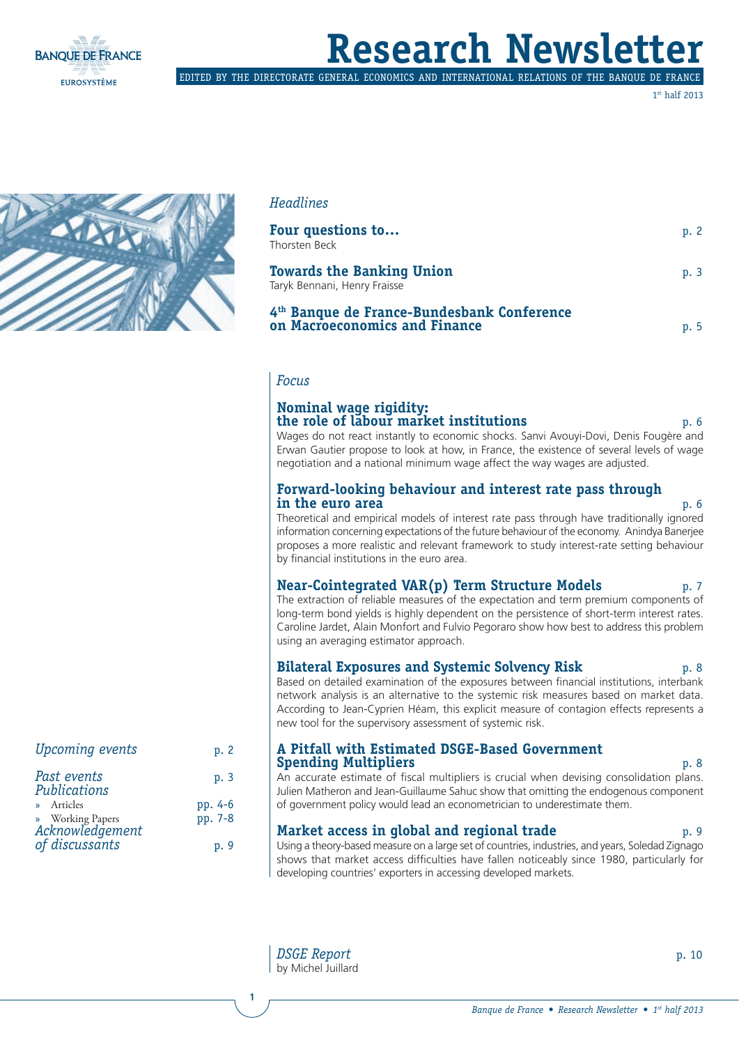# Research Newsletter

EDITED BY THE DIRECTORATE GENERAL ECONOMICS AND INTERNATIONAL RELATIONS OF THE BANQUE DE FRANCE

1st half 2013

## *Headlines*

**Four questions to...** — p. 2
Thorsten Beck

**Towards the Banking Union** — p. 3
Taryk Bennani, Henry Fraisse

**4th Banque de France-Bundesbank Conference on Macroeconomics and Finance** — p. 5

## *Focus*

### Nominal wage rigidity: the role of labour market institutions — p. 6

Wages do not react instantly to economic shocks. Sanvi Avouyi-Dovi, Denis Fougère and Erwan Gautier propose to look at how, in France, the existence of several levels of wage negotiation and a national minimum wage affect the way wages are adjusted.

### Forward-looking behaviour and interest rate pass through in the euro area — p. 6

Theoretical and empirical models of interest rate pass through have traditionally ignored information concerning expectations of the future behaviour of the economy. Anindya Banerjee proposes a more realistic and relevant framework to study interest-rate setting behaviour by financial institutions in the euro area.

### Near-Cointegrated VAR(p) Term Structure Models — p. 7

The extraction of reliable measures of the expectation and term premium components of long-term bond yields is highly dependent on the persistence of short-term interest rates. Caroline Jardet, Alain Monfort and Fulvio Pegoraro show how best to address this problem using an averaging estimator approach.

### Bilateral Exposures and Systemic Solvency Risk — p. 8

Based on detailed examination of the exposures between financial institutions, interbank network analysis is an alternative to the systemic risk measures based on market data. According to Jean-Cyprien Héam, this explicit measure of contagion effects represents a new tool for the supervisory assessment of systemic risk.

### A Pitfall with Estimated DSGE-Based Government Spending Multipliers — p. 8

An accurate estimate of fiscal multipliers is crucial when devising consolidation plans. Julien Matheron and Jean-Guillaume Sahuc show that omitting the endogenous component of government policy would lead an econometrician to underestimate them.

### Market access in global and regional trade — p. 9

Using a theory-based measure on a large set of countries, industries, and years, Soledad Zignago shows that market access difficulties have fallen noticeably since 1980, particularly for developing countries' exporters in accessing developed markets.

## *DSGE Report* — p. 10
by Michel Juillard

---

*Upcoming events* — p. 2

*Past events* — p. 3

*Publications*
- Articles — pp. 4-6
- Working Papers — pp. 7-8

*Acknowledgement of discussants* — p. 9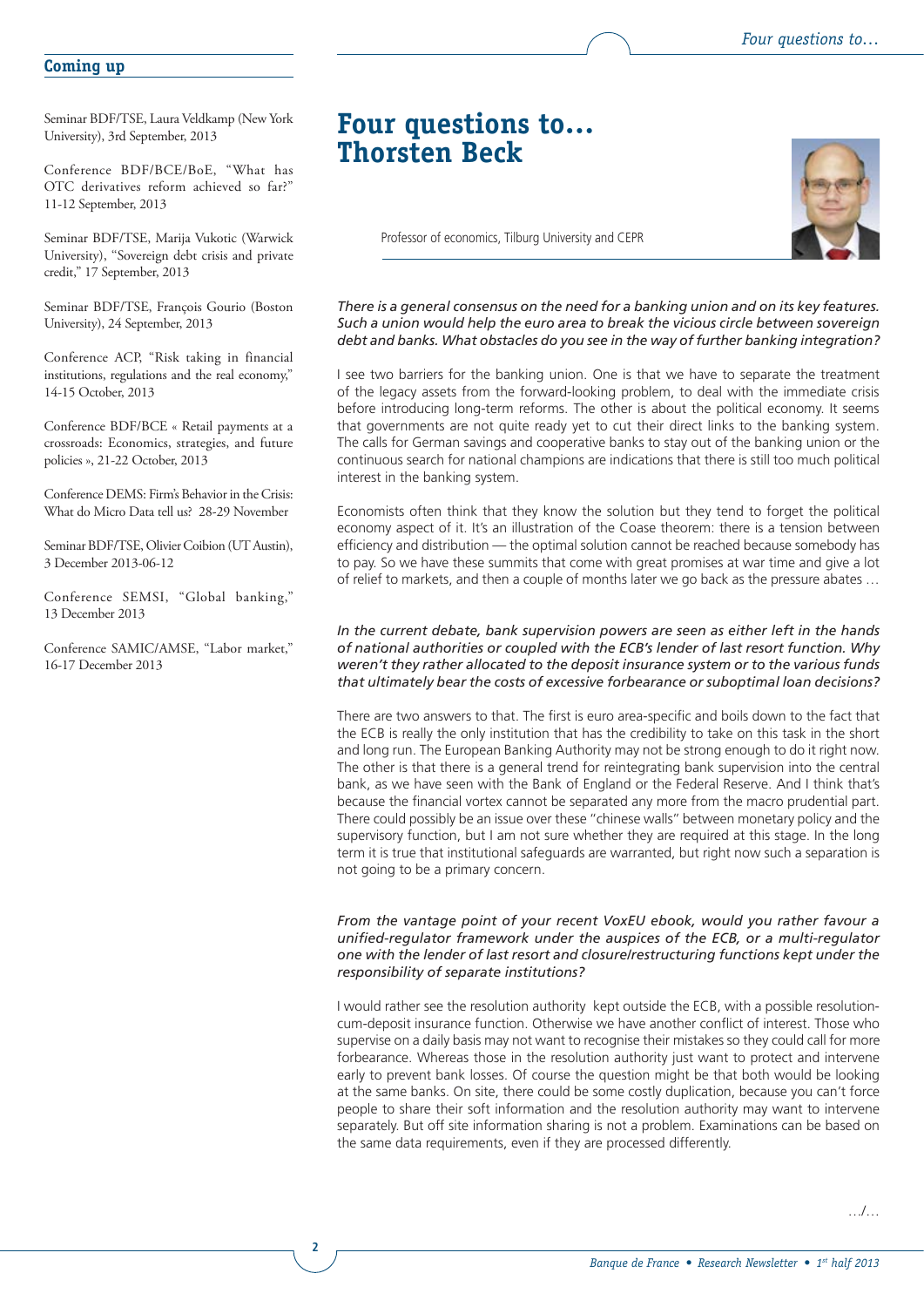## Coming up

Seminar BDF/TSE, Laura Veldkamp (New York University), 3rd September, 2013

Conference BDF/BCE/BoE, "What has OTC derivatives reform achieved so far?" 11-12 September, 2013

Seminar BDF/TSE, Marija Vukotic (Warwick University), "Sovereign debt crisis and private credit," 17 September, 2013

Seminar BDF/TSE, François Gourio (Boston University), 24 September, 2013

Conference ACP, "Risk taking in financial institutions, regulations and the real economy," 14-15 October, 2013

Conference BDF/BCE « Retail payments at a crossroads: Economics, strategies, and future policies », 21-22 October, 2013

Conference DEMS: Firm's Behavior in the Crisis: What do Micro Data tell us? 28-29 November

Seminar BDF/TSE, Olivier Coibion (UT Austin), 3 December 2013-06-12

Conference SEMSI, "Global banking," 13 December 2013

Conference SAMIC/AMSE, "Labor market," 16-17 December 2013

# Four questions to… Thorsten Beck

Professor of economics, Tilburg University and CEPR

*There is a general consensus on the need for a banking union and on its key features. Such a union would help the euro area to break the vicious circle between sovereign debt and banks. What obstacles do you see in the way of further banking integration?*

I see two barriers for the banking union. One is that we have to separate the treatment of the legacy assets from the forward-looking problem, to deal with the immediate crisis before introducing long-term reforms. The other is about the political economy. It seems that governments are not quite ready yet to cut their direct links to the banking system. The calls for German savings and cooperative banks to stay out of the banking union or the continuous search for national champions are indications that there is still too much political interest in the banking system.

Economists often think that they know the solution but they tend to forget the political economy aspect of it. It's an illustration of the Coase theorem: there is a tension between efficiency and distribution — the optimal solution cannot be reached because somebody has to pay. So we have these summits that come with great promises at war time and give a lot of relief to markets, and then a couple of months later we go back as the pressure abates …

*In the current debate, bank supervision powers are seen as either left in the hands of national authorities or coupled with the ECB's lender of last resort function. Why weren't they rather allocated to the deposit insurance system or to the various funds that ultimately bear the costs of excessive forbearance or suboptimal loan decisions?*

There are two answers to that. The first is euro area-specific and boils down to the fact that the ECB is really the only institution that has the credibility to take on this task in the short and long run. The European Banking Authority may not be strong enough to do it right now. The other is that there is a general trend for reintegrating bank supervision into the central bank, as we have seen with the Bank of England or the Federal Reserve. And I think that's because the financial vortex cannot be separated any more from the macro prudential part. There could possibly be an issue over these "chinese walls" between monetary policy and the supervisory function, but I am not sure whether they are required at this stage. In the long term it is true that institutional safeguards are warranted, but right now such a separation is not going to be a primary concern.

*From the vantage point of your recent VoxEU ebook, would you rather favour a unified-regulator framework under the auspices of the ECB, or a multi-regulator one with the lender of last resort and closure/restructuring functions kept under the responsibility of separate institutions?*

I would rather see the resolution authority kept outside the ECB, with a possible resolution-cum-deposit insurance function. Otherwise we have another conflict of interest. Those who supervise on a daily basis may not want to recognise their mistakes so they could call for more forbearance. Whereas those in the resolution authority just want to protect and intervene early to prevent bank losses. Of course the question might be that both would be looking at the same banks. On site, there could be some costly duplication, because you can't force people to share their soft information and the resolution authority may want to intervene separately. But off site information sharing is not a problem. Examinations can be based on the same data requirements, even if they are processed differently.

…/…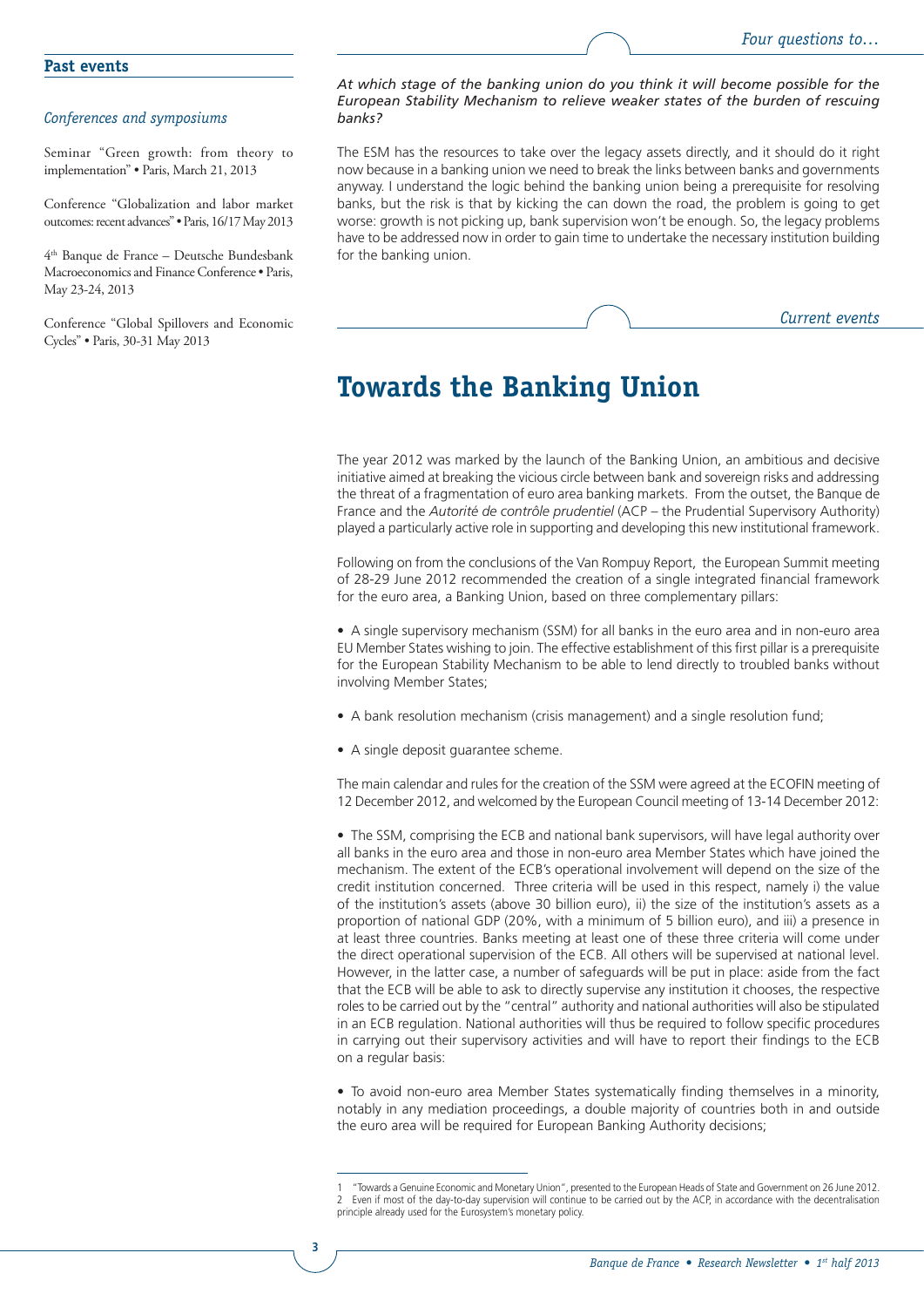## Past events

### *Conferences and symposiums*

Seminar "Green growth: from theory to implementation" • Paris, March 21, 2013

Conference "Globalization and labor market outcomes: recent advances" • Paris, 16/17 May 2013

4th Banque de France – Deutsche Bundesbank Macroeconomics and Finance Conference • Paris, May 23-24, 2013

Conference "Global Spillovers and Economic Cycles" • Paris, 30-31 May 2013

*Four questions to…*

***At which stage of the banking union do you think it will become possible for the European Stability Mechanism to relieve weaker states of the burden of rescuing banks?***

The ESM has the resources to take over the legacy assets directly, and it should do it right now because in a banking union we need to break the links between banks and governments anyway. I understand the logic behind the banking union being a prerequisite for resolving banks, but the risk is that by kicking the can down the road, the problem is going to get worse: growth is not picking up, bank supervision won't be enough. So, the legacy problems have to be addressed now in order to gain time to undertake the necessary institution building for the banking union.

*Current events*

# Towards the Banking Union

The year 2012 was marked by the launch of the Banking Union, an ambitious and decisive initiative aimed at breaking the vicious circle between bank and sovereign risks and addressing the threat of a fragmentation of euro area banking markets. From the outset, the Banque de France and the *Autorité de contrôle prudentiel* (ACP – the Prudential Supervisory Authority) played a particularly active role in supporting and developing this new institutional framework.

Following on from the conclusions of the Van Rompuy Report,[1] the European Summit meeting of 28-29 June 2012 recommended the creation of a single integrated financial framework for the euro area, a Banking Union, based on three complementary pillars:

- A single supervisory mechanism (SSM) for all banks in the euro area and in non-euro area EU Member States wishing to join. The effective establishment of this first pillar is a prerequisite for the European Stability Mechanism to be able to lend directly to troubled banks without involving Member States;
- A bank resolution mechanism (crisis management) and a single resolution fund;
- A single deposit guarantee scheme.

The main calendar and rules for the creation of the SSM were agreed at the ECOFIN meeting of 12 December 2012, and welcomed by the European Council meeting of 13-14 December 2012:

- The SSM, comprising the ECB and national bank supervisors, will have legal authority over all banks in the euro area and those in non-euro area Member States which have joined the mechanism. The extent of the ECB's operational involvement will depend on the size of the credit institution concerned. Three criteria will be used in this respect, namely i) the value of the institution's assets (above 30 billion euro), ii) the size of the institution's assets as a proportion of national GDP (20%, with a minimum of 5 billion euro), and iii) a presence in at least three countries. Banks meeting at least one of these three criteria will come under the direct operational supervision of the ECB. All others will be supervised at national level. However, in the latter case, a number of safeguards will be put in place: aside from the fact that the ECB will be able to ask to directly supervise any institution it chooses, the respective roles to be carried out by the "central" authority and national authorities will also be stipulated in an ECB regulation. National authorities will thus be required to follow specific procedures in carrying out their supervisory activities and will have to report their findings to the ECB on a regular basis:[2]
- To avoid non-euro area Member States systematically finding themselves in a minority, notably in any mediation proceedings, a double majority of countries both in and outside the euro area will be required for European Banking Authority decisions;

1 "Towards a Genuine Economic and Monetary Union", presented to the European Heads of State and Government on 26 June 2012.
2 Even if most of the day-to-day supervision will continue to be carried out by the ACP, in accordance with the decentralisation principle already used for the Eurosystem's monetary policy.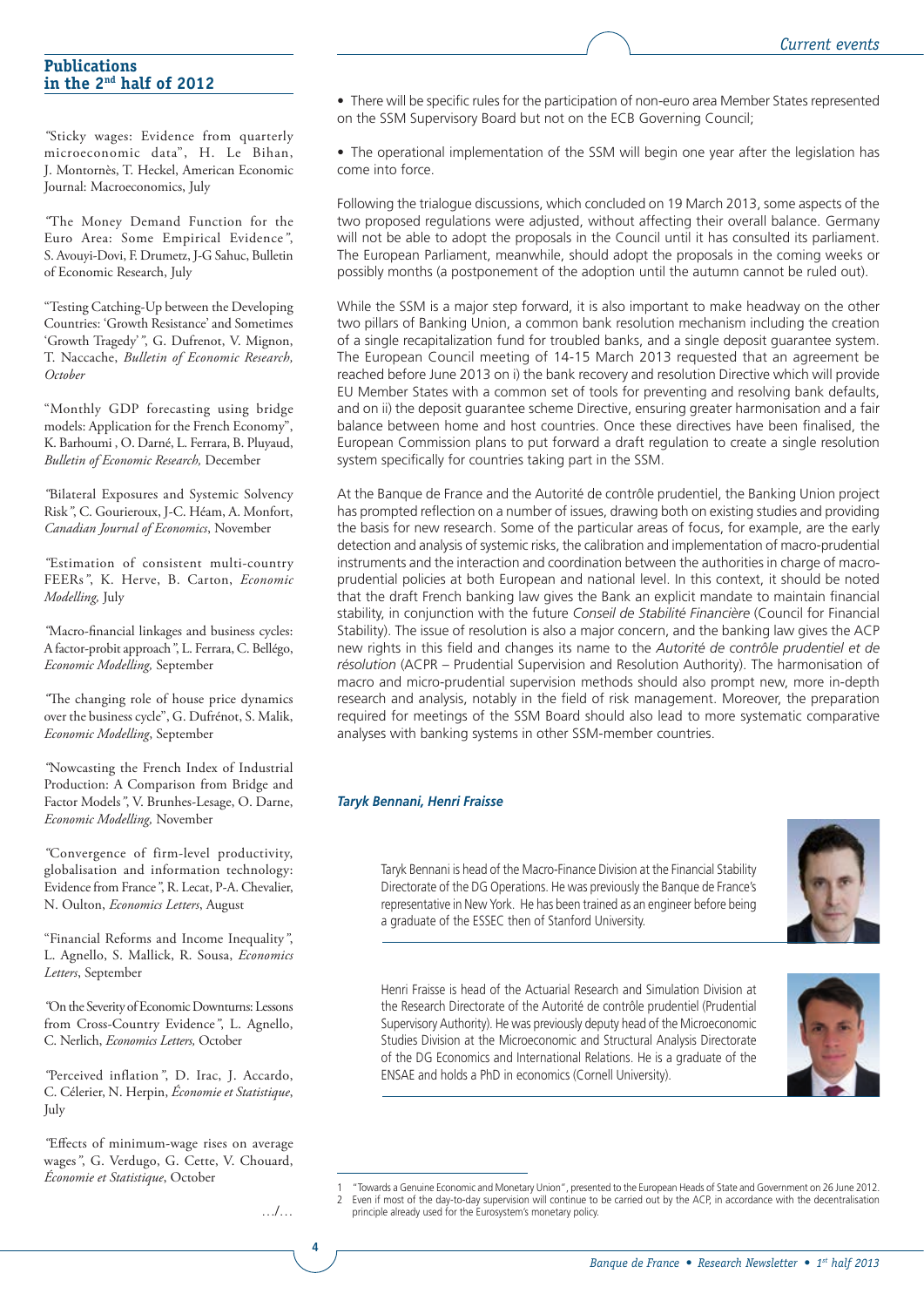## Publications in the 2nd half of 2012

"Sticky wages: Evidence from quarterly microeconomic data", H. Le Bihan, J. Montornès, T. Heckel, American Economic Journal: Macroeconomics, July

"The Money Demand Function for the Euro Area: Some Empirical Evidence", S. Avouyi-Dovi, F. Drumetz, J-G Sahuc, Bulletin of Economic Research, July

"Testing Catching-Up between the Developing Countries: 'Growth Resistance' and Sometimes 'Growth Tragedy'", G. Dufrenot, V. Mignon, T. Naccache, *Bulletin of Economic Research, October*

"Monthly GDP forecasting using bridge models: Application for the French Economy", K. Barhoumi , O. Darné, L. Ferrara, B. Pluyaud, *Bulletin of Economic Research,* December

"Bilateral Exposures and Systemic Solvency Risk", C. Gourieroux, J-C. Héam, A. Monfort, *Canadian Journal of Economics*, November

"Estimation of consistent multi-country FEERs", K. Herve, B. Carton, *Economic Modelling,* July

"Macro-financial linkages and business cycles: A factor-probit approach", L. Ferrara, C. Bellégo, *Economic Modelling,* September

"The changing role of house price dynamics over the business cycle", G. Dufrénot, S. Malik, *Economic Modelling*, September

"Nowcasting the French Index of Industrial Production: A Comparison from Bridge and Factor Models", V. Brunhes-Lesage, O. Darne, *Economic Modelling,* November

"Convergence of firm-level productivity, globalisation and information technology: Evidence from France", R. Lecat, P-A. Chevalier, N. Oulton, *Economics Letters*, August

"Financial Reforms and Income Inequality", L. Agnello, S. Mallick, R. Sousa, *Economics Letters*, September

"On the Severity of Economic Downturns: Lessons from Cross-Country Evidence", L. Agnello, C. Nerlich, *Economics Letters,* October

"Perceived inflation", D. Irac, J. Accardo, C. Célerier, N. Herpin, *Économie et Statistique*, July

"Effects of minimum-wage rises on average wages", G. Verdugo, G. Cette, V. Chouard, *Économie et Statistique*, October

…/…

- There will be specific rules for the participation of non-euro area Member States represented on the SSM Supervisory Board but not on the ECB Governing Council;

- The operational implementation of the SSM will begin one year after the legislation has come into force.

Following the trialogue discussions, which concluded on 19 March 2013, some aspects of the two proposed regulations were adjusted, without affecting their overall balance. Germany will not be able to adopt the proposals in the Council until it has consulted its parliament. The European Parliament, meanwhile, should adopt the proposals in the coming weeks or possibly months (a postponement of the adoption until the autumn cannot be ruled out).

While the SSM is a major step forward, it is also important to make headway on the other two pillars of Banking Union, a common bank resolution mechanism including the creation of a single recapitalization fund for troubled banks, and a single deposit guarantee system. The European Council meeting of 14-15 March 2013 requested that an agreement be reached before June 2013 on i) the bank recovery and resolution Directive which will provide EU Member States with a common set of tools for preventing and resolving bank defaults, and on ii) the deposit guarantee scheme Directive, ensuring greater harmonisation and a fair balance between home and host countries. Once these directives have been finalised, the European Commission plans to put forward a draft regulation to create a single resolution system specifically for countries taking part in the SSM.

At the Banque de France and the Autorité de contrôle prudentiel, the Banking Union project has prompted reflection on a number of issues, drawing both on existing studies and providing the basis for new research. Some of the particular areas of focus, for example, are the early detection and analysis of systemic risks, the calibration and implementation of macro-prudential instruments and the interaction and coordination between the authorities in charge of macro-prudential policies at both European and national level. In this context, it should be noted that the draft French banking law gives the Bank an explicit mandate to maintain financial stability, in conjunction with the future *Conseil de Stabilité Financière* (Council for Financial Stability). The issue of resolution is also a major concern, and the banking law gives the ACP new rights in this field and changes its name to the *Autorité de contrôle prudentiel et de résolution* (ACPR – Prudential Supervision and Resolution Authority). The harmonisation of macro and micro-prudential supervision methods should also prompt new, more in-depth research and analysis, notably in the field of risk management. Moreover, the preparation required for meetings of the SSM Board should also lead to more systematic comparative analyses with banking systems in other SSM-member countries.

***Taryk Bennani, Henri Fraisse***

Taryk Bennani is head of the Macro-Finance Division at the Financial Stability Directorate of the DG Operations. He was previously the Banque de France's representative in New York. He has been trained as an engineer before being a graduate of the ESSEC then of Stanford University.

Henri Fraisse is head of the Actuarial Research and Simulation Division at the Research Directorate of the Autorité de contrôle prudentiel (Prudential Supervisory Authority). He was previously deputy head of the Microeconomic Studies Division at the Microeconomic and Structural Analysis Directorate of the DG Economics and International Relations. He is a graduate of the ENSAE and holds a PhD in economics (Cornell University).

---

1 "Towards a Genuine Economic and Monetary Union", presented to the European Heads of State and Government on 26 June 2012.
2 Even if most of the day-to-day supervision will continue to be carried out by the ACP, in accordance with the decentralisation principle already used for the Eurosystem's monetary policy.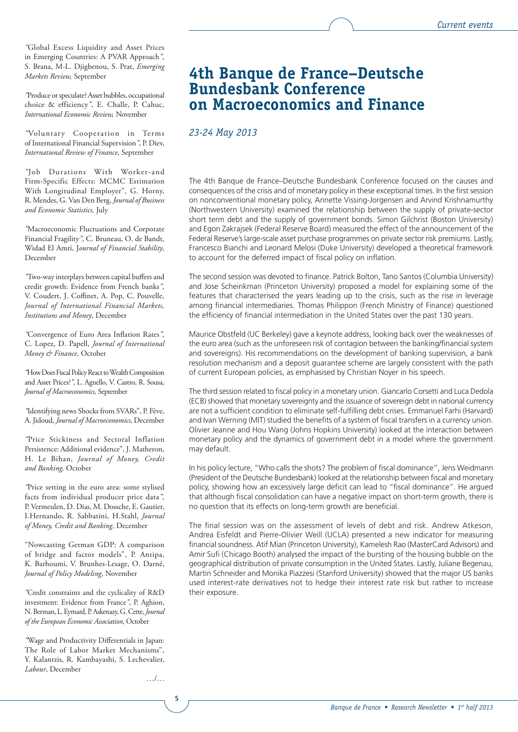"Global Excess Liquidity and Asset Prices in Emerging Countries: A PVAR Approach", S. Brana, M-L. Djigbenou, S. Prat, *Emerging Markets Review,* September

"Produce or speculate? Asset bubbles, occupational choice & efficiency", E. Challe, P. Cahuc, *International Economic Review,* November

"Voluntary Cooperation in Terms of International Financial Supervision", P. Diev, *International Review of Finance*, September

"Job Durations With Worker-and Firm-Specific Effects: MCMC Estimation With Longitudinal Employer", G. Horny, R. Mendes, G. Van Den Berg, *Journal of Business and Economic Statistics,* July

"Macroeconomic Fluctuations and Corporate Financial Fragility", C. Bruneau, O. de Bandt, Widad El Amri, *Journal of Financial Stability*, December

"Two-way interplays between capital buffers and credit growth: Evidence from French banks", V. Coudert, J. Coffinet, A. Pop, C. Pouvelle, *Journal of International Financial Markets, Institutions and Money*, December

"Convergence of Euro Area Inflation Rates", C. Lopez, D. Papell, *Journal of International Money & Finance*, October

"How Does Fiscal Policy React to Wealth Composition and Asset Prices?", L. Agnello, V. Castro, R. Sousa, *Journal of Macroeconomics,* September

"Identifying news Shocks from SVARs", P. Fève, A. Jidoud, *Journal of Macroeconomics*, December

"Price Stickiness and Sectoral Inflation Persistence: Additional evidence", J. Matheron, H. Le Bihan, *Journal of Money, Credit and Banking,* October

"Price setting in the euro area: some stylised facts from individual producer price data", P. Vermeulen, D. Dias, M. Dossche, E. Gautier, I.Hernando, R. Sabbatini, H.Stahl, *Journal of Money, Credit and Banking*, December

"Nowcasting German GDP: A comparison of bridge and factor models", P. Antipa, K. Barhoumi, V. Brunhes-Lesage, O. Darné, *Journal of Policy Modeling*, November

"Credit constraints and the cyclicality of R&D investment: Evidence from France", P. Aghion, N. Berman, L. Eymard, P. Askenazy, G. Cette, *Journal of the European Economic Association*, October

"Wage and Productivity Differentials in Japan: The Role of Labor Market Mechanisms", Y. Kalantzis, R. Kambayashi, S. Lechevalier, *Labour*, December

…/…

# 4th Banque de France–Deutsche Bundesbank Conference on Macroeconomics and Finance

*23-24 May 2013*

The 4th Banque de France–Deutsche Bundesbank Conference focused on the causes and consequences of the crisis and of monetary policy in these exceptional times. In the first session on nonconventional monetary policy, Annette Vissing-Jorgensen and Arvind Krishnamurthy (Northwestern University) examined the relationship between the supply of private-sector short term debt and the supply of government bonds. Simon Gilchrist (Boston University) and Egon Zakrajsek (Federal Reserve Board) measured the effect of the announcement of the Federal Reserve's large-scale asset purchase programmes on private sector risk premiums. Lastly, Francesco Bianchi and Leonard Melosi (Duke University) developed a theoretical framework to account for the deferred impact of fiscal policy on inflation.

The second session was devoted to finance. Patrick Bolton, Tano Santos (Columbia University) and Jose Scheinkman (Princeton University) proposed a model for explaining some of the features that characterised the years leading up to the crisis, such as the rise in leverage among financial intermediaries. Thomas Philippon (French Ministry of Finance) questioned the efficiency of financial intermediation in the United States over the past 130 years.

Maurice Obstfeld (UC Berkeley) gave a keynote address, looking back over the weaknesses of the euro area (such as the unforeseen risk of contagion between the banking/financial system and sovereigns). His recommendations on the development of banking supervision, a bank resolution mechanism and a deposit guarantee scheme are largely consistent with the path of current European policies, as emphasised by Christian Noyer in his speech.

The third session related to fiscal policy in a monetary union. Giancarlo Corsetti and Luca Dedola (ECB) showed that monetary sovereignty and the issuance of sovereign debt in national currency are not a sufficient condition to eliminate self-fulfilling debt crises. Emmanuel Farhi (Harvard) and Ivan Werning (MIT) studied the benefits of a system of fiscal transfers in a currency union. Olivier Jeanne and Hou Wang (Johns Hopkins University) looked at the interaction between monetary policy and the dynamics of government debt in a model where the government may default.

In his policy lecture, "Who calls the shots? The problem of fiscal dominance", Jens Weidmann (President of the Deutsche Bundesbank) looked at the relationship between fiscal and monetary policy, showing how an excessively large deficit can lead to "fiscal dominance". He argued that although fiscal consolidation can have a negative impact on short-term growth, there is no question that its effects on long-term growth are beneficial.

The final session was on the assessment of levels of debt and risk. Andrew Atkeson, Andrea Eisfeldt and Pierre-Olivier Weill (UCLA) presented a new indicator for measuring financial soundness. Atif Mian (Princeton University), Kamelesh Rao (MasterCard Advisors) and Amir Sufi (Chicago Booth) analysed the impact of the bursting of the housing bubble on the geographical distribution of private consumption in the United States. Lastly, Juliane Begenau, Martin Schneider and Monika Piazzesi (Stanford University) showed that the major US banks used interest-rate derivatives not to hedge their interest rate risk but rather to increase their exposure.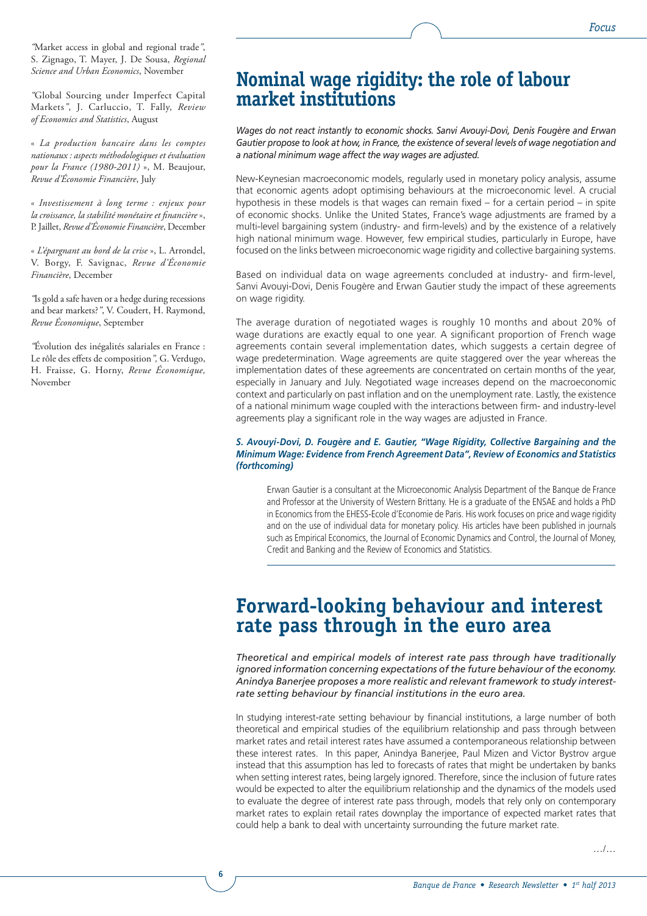"Market access in global and regional trade", S. Zignago, T. Mayer, J. De Sousa, *Regional Science and Urban Economics*, November

"Global Sourcing under Imperfect Capital Markets", J. Carluccio, T. Fally, *Review of Economics and Statistics*, August

« *La production bancaire dans les comptes nationaux : aspects méthodologiques et évaluation pour la France (1980-2011)* », M. Beaujour, *Revue d'Économie Financière*, July

« *Investissement à long terme : enjeux pour la croissance, la stabilité monétaire et financière* », P. Jaillet, *Revue d'Économie Financière*, December

« *L'épargnant au bord de la crise* », L. Arrondel, V. Borgy, F. Savignac, *Revue d'Économie Financière*, December

"Is gold a safe haven or a hedge during recessions and bear markets?", V. Coudert, H. Raymond, *Revue Économique*, September

"Évolution des inégalités salariales en France : Le rôle des effets de composition", G. Verdugo, H. Fraisse, G. Horny, *Revue Économique,* November

# Nominal wage rigidity: the role of labour market institutions

*Wages do not react instantly to economic shocks. Sanvi Avouyi-Dovi, Denis Fougère and Erwan Gautier propose to look at how, in France, the existence of several levels of wage negotiation and a national minimum wage affect the way wages are adjusted.*

New-Keynesian macroeconomic models, regularly used in monetary policy analysis, assume that economic agents adopt optimising behaviours at the microeconomic level. A crucial hypothesis in these models is that wages can remain fixed – for a certain period – in spite of economic shocks. Unlike the United States, France's wage adjustments are framed by a multi-level bargaining system (industry- and firm-levels) and by the existence of a relatively high national minimum wage. However, few empirical studies, particularly in Europe, have focused on the links between microeconomic wage rigidity and collective bargaining systems.

Based on individual data on wage agreements concluded at industry- and firm-level, Sanvi Avouyi-Dovi, Denis Fougère and Erwan Gautier study the impact of these agreements on wage rigidity.

The average duration of negotiated wages is roughly 10 months and about 20% of wage durations are exactly equal to one year. A significant proportion of French wage agreements contain several implementation dates, which suggests a certain degree of wage predetermination. Wage agreements are quite staggered over the year whereas the implementation dates of these agreements are concentrated on certain months of the year, especially in January and July. Negotiated wage increases depend on the macroeconomic context and particularly on past inflation and on the unemployment rate. Lastly, the existence of a national minimum wage coupled with the interactions between firm- and industry-level agreements play a significant role in the way wages are adjusted in France.

***S. Avouyi-Dovi, D. Fougère and E. Gautier, "Wage Rigidity, Collective Bargaining and the Minimum Wage: Evidence from French Agreement Data", Review of Economics and Statistics (forthcoming)***

Erwan Gautier is a consultant at the Microeconomic Analysis Department of the Banque de France and Professor at the University of Western Brittany. He is a graduate of the ENSAE and holds a PhD in Economics from the EHESS-Ecole d'Economie de Paris. His work focuses on price and wage rigidity and on the use of individual data for monetary policy. His articles have been published in journals such as Empirical Economics, the Journal of Economic Dynamics and Control, the Journal of Money, Credit and Banking and the Review of Economics and Statistics.

# Forward-looking behaviour and interest rate pass through in the euro area

*Theoretical and empirical models of interest rate pass through have traditionally ignored information concerning expectations of the future behaviour of the economy. Anindya Banerjee proposes a more realistic and relevant framework to study interest-rate setting behaviour by financial institutions in the euro area.*

In studying interest-rate setting behaviour by financial institutions, a large number of both theoretical and empirical studies of the equilibrium relationship and pass through between market rates and retail interest rates have assumed a contemporaneous relationship between these interest rates. In this paper, Anindya Banerjee, Paul Mizen and Victor Bystrov argue instead that this assumption has led to forecasts of rates that might be undertaken by banks when setting interest rates, being largely ignored. Therefore, since the inclusion of future rates would be expected to alter the equilibrium relationship and the dynamics of the models used to evaluate the degree of interest rate pass through, models that rely only on contemporary market rates to explain retail rates downplay the importance of expected market rates that could help a bank to deal with uncertainty surrounding the future market rate.

…/…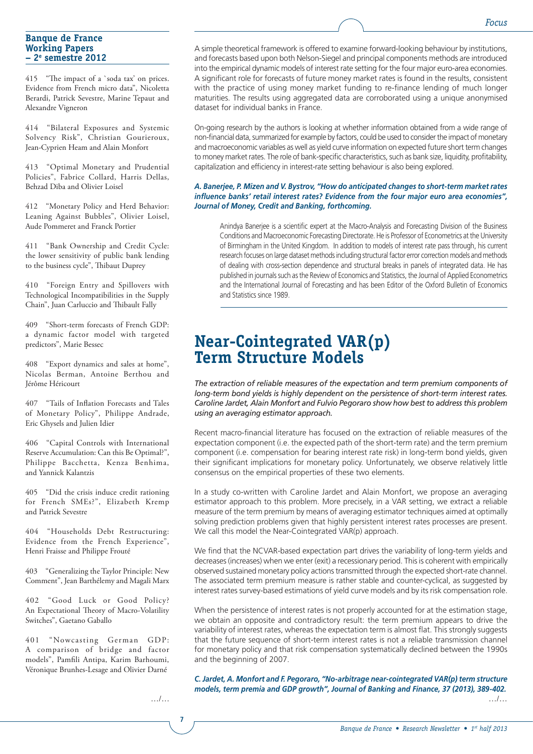### Banque de France Working Papers – 2[e] semestre 2012

415 "The impact of a `soda tax' on prices. Evidence from French micro data", Nicoletta Berardi, Patrick Sevestre, Marine Tepaut and Alexandre Vigneron

414 "Bilateral Exposures and Systemic Solvency Risk", Christian Gourieroux, Jean-Cyprien Heam and Alain Monfort

413 "Optimal Monetary and Prudential Policies", Fabrice Collard, Harris Dellas, Behzad Diba and Olivier Loisel

412 "Monetary Policy and Herd Behavior: Leaning Against Bubbles", Olivier Loisel, Aude Pommeret and Franck Portier

411 "Bank Ownership and Credit Cycle: the lower sensitivity of public bank lending to the business cycle", Thibaut Duprey

410 "Foreign Entry and Spillovers with Technological Incompatibilities in the Supply Chain", Juan Carluccio and Thibault Fally

409 "Short-term forecasts of French GDP: a dynamic factor model with targeted predictors", Marie Bessec

408 "Export dynamics and sales at home", Nicolas Berman, Antoine Berthou and Jérôme Héricourt

407 "Tails of Inflation Forecasts and Tales of Monetary Policy", Philippe Andrade, Eric Ghysels and Julien Idier

406 "Capital Controls with International Reserve Accumulation: Can this Be Optimal?", Philippe Bacchetta, Kenza Benhima, and Yannick Kalantzis

405 "Did the crisis induce credit rationing for French SMEs?", Elizabeth Kremp and Patrick Sevestre

404 "Households Debt Restructuring: Evidence from the French Experience", Henri Fraisse and Philippe Frouté

403 "Generalizing the Taylor Principle: New Comment", Jean Barthélemy and Magali Marx

402 "Good Luck or Good Policy? An Expectational Theory of Macro-Volatility Switches", Gaetano Gaballo

401 "Nowcasting German GDP: A comparison of bridge and factor models", Pamfili Antipa, Karim Barhoumi, Véronique Brunhes-Lesage and Olivier Darné

…/…

A simple theoretical framework is offered to examine forward-looking behaviour by institutions, and forecasts based upon both Nelson-Siegel and principal components methods are introduced into the empirical dynamic models of interest rate setting for the four major euro-area economies. A significant role for forecasts of future money market rates is found in the results, consistent with the practice of using money market funding to re-finance lending of much longer maturities. The results using aggregated data are corroborated using a unique anonymised dataset for individual banks in France.

On-going research by the authors is looking at whether information obtained from a wide range of non-financial data, summarized for example by factors, could be used to consider the impact of monetary and macroeconomic variables as well as yield curve information on expected future short term changes to money market rates. The role of bank-specific characteristics, such as bank size, liquidity, profitability, capitalization and efficiency in interest-rate setting behaviour is also being explored.

***A. Banerjee, P. Mizen and V. Bystrov, "How do anticipated changes to short-term market rates influence banks' retail interest rates? Evidence from the four major euro area economies", Journal of Money, Credit and Banking, forthcoming.***

Anindya Banerjee is a scientific expert at the Macro-Analysis and Forecasting Division of the Business Conditions and Macroeconomic Forecasting Directorate. He is Professor of Econometrics at the University of Birmingham in the United Kingdom. In addition to models of interest rate pass through, his current research focuses on large dataset methods including structural factor error correction models and methods of dealing with cross-section dependence and structural breaks in panels of integrated data. He has published in journals such as the Review of Economics and Statistics, the Journal of Applied Econometrics and the International Journal of Forecasting and has been Editor of the Oxford Bulletin of Economics and Statistics since 1989.

# Near-Cointegrated VAR(p) Term Structure Models

*The extraction of reliable measures of the expectation and term premium components of long-term bond yields is highly dependent on the persistence of short-term interest rates. Caroline Jardet, Alain Monfort and Fulvio Pegoraro show how best to address this problem using an averaging estimator approach.*

Recent macro-financial literature has focused on the extraction of reliable measures of the expectation component (i.e. the expected path of the short-term rate) and the term premium component (i.e. compensation for bearing interest rate risk) in long-term bond yields, given their significant implications for monetary policy. Unfortunately, we observe relatively little consensus on the empirical properties of these two elements.

In a study co-written with Caroline Jardet and Alain Monfort, we propose an averaging estimator approach to this problem. More precisely, in a VAR setting, we extract a reliable measure of the term premium by means of averaging estimator techniques aimed at optimally solving prediction problems given that highly persistent interest rates processes are present. We call this model the Near-Cointegrated VAR(p) approach.

We find that the NCVAR-based expectation part drives the variability of long-term yields and decreases (increases) when we enter (exit) a recessionary period. This is coherent with empirically observed sustained monetary policy actions transmitted through the expected short-rate channel. The associated term premium measure is rather stable and counter-cyclical, as suggested by interest rates survey-based estimations of yield curve models and by its risk compensation role.

When the persistence of interest rates is not properly accounted for at the estimation stage, we obtain an opposite and contradictory result: the term premium appears to drive the variability of interest rates, whereas the expectation term is almost flat. This strongly suggests that the future sequence of short-term interest rates is not a reliable transmission channel for monetary policy and that risk compensation systematically declined between the 1990s and the beginning of 2007.

***C. Jardet, A. Monfort and F. Pegoraro, "No-arbitrage near-cointegrated VAR(p) term structure models, term premia and GDP growth", Journal of Banking and Finance, 37 (2013), 389-402.***

…/…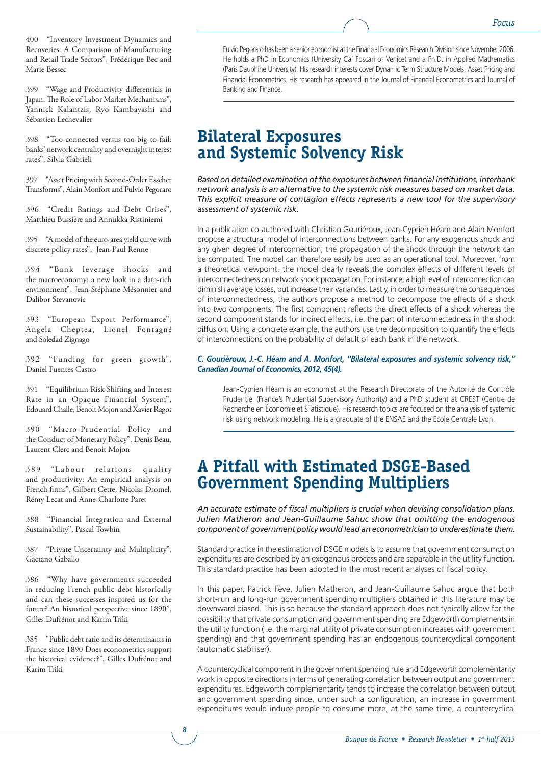400 "Inventory Investment Dynamics and Recoveries: A Comparison of Manufacturing and Retail Trade Sectors", Frédérique Bec and Marie Bessec

399 "Wage and Productivity differentials in Japan. The Role of Labor Market Mechanisms", Yannick Kalantzis, Ryo Kambayashi and Sébastien Lechevalier

398 "Too-connected versus too-big-to-fail: banks' network centrality and overnight interest rates", Silvia Gabrieli

397 "Asset Pricing with Second-Order Esscher Transforms", Alain Monfort and Fulvio Pegoraro

396 "Credit Ratings and Debt Crises", Matthieu Bussière and Annukka Ristiniemi

395 "A model of the euro-area yield curve with discrete policy rates", Jean-Paul Renne

394 "Bank leverage shocks and the macroeconomy: a new look in a data-rich environment", Jean-Stéphane Mésonnier and Dalibor Stevanovic

393 "European Export Performance", Angela Cheptea, Lionel Fontagné and Soledad Zignago

392 "Funding for green growth", Daniel Fuentes Castro

391 "Equilibrium Risk Shifting and Interest Rate in an Opaque Financial System", Edouard Challe, Benoit Mojon and Xavier Ragot

390 "Macro-Prudential Policy and the Conduct of Monetary Policy", Denis Beau, Laurent Clerc and Benoit Mojon

389 "Labour relations quality and productivity: An empirical analysis on French firms", Gilbert Cette, Nicolas Dromel, Rémy Lecat and Anne-Charlotte Paret

388 "Financial Integration and External Sustainability", Pascal Towbin

387 "Private Uncertainty and Multiplicity", Gaetano Gaballo

386 "Why have governments succeeded in reducing French public debt historically and can these successes inspired us for the future? An historical perspective since 1890", Gilles Dufrénot and Karim Triki

385 "Public debt ratio and its determinants in France since 1890 Does econometrics support the historical evidence?", Gilles Dufrénot and Karim Triki

Fulvio Pegoraro has been a senior economist at the Financial Economics Research Division since November 2006. He holds a PhD in Economics (University Ca' Foscari of Venice) and a Ph.D. in Applied Mathematics (Paris Dauphine University). His research interests cover Dynamic Term Structure Models, Asset Pricing and Financial Econometrics. His research has appeared in the Journal of Financial Econometrics and Journal of Banking and Finance.

## Bilateral Exposures and Systemic Solvency Risk

*Based on detailed examination of the exposures between financial institutions, interbank network analysis is an alternative to the systemic risk measures based on market data. This explicit measure of contagion effects represents a new tool for the supervisory assessment of systemic risk.*

In a publication co-authored with Christian Gouriéroux, Jean-Cyprien Héam and Alain Monfort propose a structural model of interconnections between banks. For any exogenous shock and any given degree of interconnection, the propagation of the shock through the network can be computed. The model can therefore easily be used as an operational tool. Moreover, from a theoretical viewpoint, the model clearly reveals the complex effects of different levels of interconnectedness on network shock propagation. For instance, a high level of interconnection can diminish average losses, but increase their variances. Lastly, in order to measure the consequences of interconnectedness, the authors propose a method to decompose the effects of a shock into two components. The first component reflects the direct effects of a shock whereas the second component stands for indirect effects, i.e. the part of interconnectedness in the shock diffusion. Using a concrete example, the authors use the decomposition to quantify the effects of interconnections on the probability of default of each bank in the network.

***C. Gouriéroux, J.-C. Héam and A. Monfort, "Bilateral exposures and systemic solvency risk," Canadian Journal of Economics, 2012, 45(4).***

Jean-Cyprien Héam is an economist at the Research Directorate of the Autorité de Contrôle Prudentiel (France's Prudential Supervisory Authority) and a PhD student at CREST (Centre de Recherche en Économie et STatistique). His research topics are focused on the analysis of systemic risk using network modeling. He is a graduate of the ENSAE and the Ecole Centrale Lyon.

## A Pitfall with Estimated DSGE-Based Government Spending Multipliers

*An accurate estimate of fiscal multipliers is crucial when devising consolidation plans. Julien Matheron and Jean-Guillaume Sahuc show that omitting the endogenous component of government policy would lead an econometrician to underestimate them.*

Standard practice in the estimation of DSGE models is to assume that government consumption expenditures are described by an exogenous process and are separable in the utility function. This standard practice has been adopted in the most recent analyses of fiscal policy.

In this paper, Patrick Fève, Julien Matheron, and Jean-Guillaume Sahuc argue that both short-run and long-run government spending multipliers obtained in this literature may be downward biased. This is so because the standard approach does not typically allow for the possibility that private consumption and government spending are Edgeworth complements in the utility function (i.e. the marginal utility of private consumption increases with government spending) and that government spending has an endogenous countercyclical component (automatic stabiliser).

A countercyclical component in the government spending rule and Edgeworth complementarity work in opposite directions in terms of generating correlation between output and government expenditures. Edgeworth complementarity tends to increase the correlation between output and government spending since, under such a configuration, an increase in government expenditures would induce people to consume more; at the same time, a countercyclical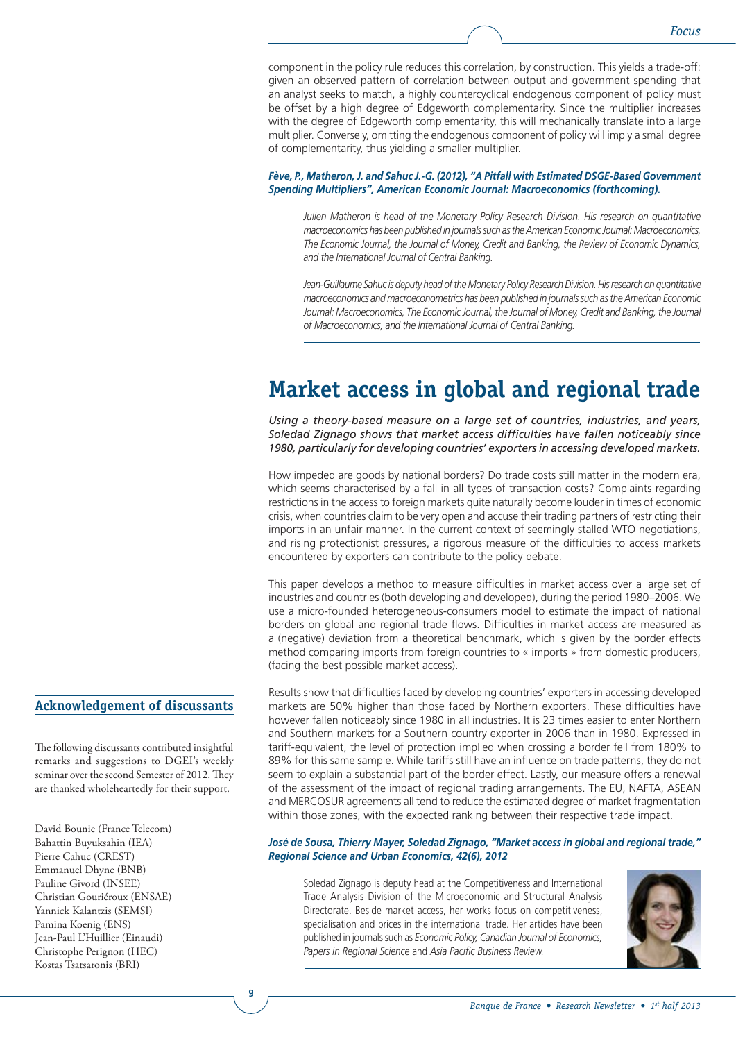component in the policy rule reduces this correlation, by construction. This yields a trade-off: given an observed pattern of correlation between output and government spending that an analyst seeks to match, a highly countercyclical endogenous component of policy must be offset by a high degree of Edgeworth complementarity. Since the multiplier increases with the degree of Edgeworth complementarity, this will mechanically translate into a large multiplier. Conversely, omitting the endogenous component of policy will imply a small degree of complementarity, thus yielding a smaller multiplier.

***Fève, P., Matheron, J. and Sahuc J.-G. (2012), "A Pitfall with Estimated DSGE-Based Government Spending Multipliers", American Economic Journal: Macroeconomics (forthcoming).***

*Julien Matheron is head of the Monetary Policy Research Division. His research on quantitative macroeconomics has been published in journals such as the American Economic Journal: Macroeconomics, The Economic Journal, the Journal of Money, Credit and Banking, the Review of Economic Dynamics, and the International Journal of Central Banking.*

*Jean-Guillaume Sahuc is deputy head of the Monetary Policy Research Division. His research on quantitative macroeconomics and macroeconometrics has been published in journals such as the American Economic Journal: Macroeconomics, The Economic Journal, the Journal of Money, Credit and Banking, the Journal of Macroeconomics, and the International Journal of Central Banking.*

# Market access in global and regional trade

*Using a theory-based measure on a large set of countries, industries, and years, Soledad Zignago shows that market access difficulties have fallen noticeably since 1980, particularly for developing countries' exporters in accessing developed markets.*

How impeded are goods by national borders? Do trade costs still matter in the modern era, which seems characterised by a fall in all types of transaction costs? Complaints regarding restrictions in the access to foreign markets quite naturally become louder in times of economic crisis, when countries claim to be very open and accuse their trading partners of restricting their imports in an unfair manner. In the current context of seemingly stalled WTO negotiations, and rising protectionist pressures, a rigorous measure of the difficulties to access markets encountered by exporters can contribute to the policy debate.

This paper develops a method to measure difficulties in market access over a large set of industries and countries (both developing and developed), during the period 1980–2006. We use a micro-founded heterogeneous-consumers model to estimate the impact of national borders on global and regional trade flows. Difficulties in market access are measured as a (negative) deviation from a theoretical benchmark, which is given by the border effects method comparing imports from foreign countries to « imports » from domestic producers, (facing the best possible market access).

Results show that difficulties faced by developing countries' exporters in accessing developed markets are 50% higher than those faced by Northern exporters. These difficulties have however fallen noticeably since 1980 in all industries. It is 23 times easier to enter Northern and Southern markets for a Southern country exporter in 2006 than in 1980. Expressed in tariff-equivalent, the level of protection implied when crossing a border fell from 180% to 89% for this same sample. While tariffs still have an influence on trade patterns, they do not seem to explain a substantial part of the border effect. Lastly, our measure offers a renewal of the assessment of the impact of regional trading arrangements. The EU, NAFTA, ASEAN and MERCOSUR agreements all tend to reduce the estimated degree of market fragmentation within those zones, with the expected ranking between their respective trade impact.

***José de Sousa, Thierry Mayer, Soledad Zignago, "Market access in global and regional trade," Regional Science and Urban Economics, 42(6), 2012***

Soledad Zignago is deputy head at the Competitiveness and International Trade Analysis Division of the Microeconomic and Structural Analysis Directorate. Beside market access, her works focus on competitiveness, specialisation and prices in the international trade. Her articles have been published in journals such as *Economic Policy, Canadian Journal of Economics, Papers in Regional Science* and *Asia Pacific Business Review.*

## Acknowledgement of discussants

The following discussants contributed insightful remarks and suggestions to DGEI's weekly seminar over the second Semester of 2012. They are thanked wholeheartedly for their support.

David Bounie (France Telecom)
Bahattin Buyuksahin (IEA)
Pierre Cahuc (CREST)
Emmanuel Dhyne (BNB)
Pauline Givord (INSEE)
Christian Gouriéroux (ENSAE)
Yannick Kalantzis (SEMSI)
Pamina Koenig (ENS)
Jean-Paul L'Huillier (Einaudi)
Christophe Perignon (HEC)
Kostas Tsatsaronis (BRI)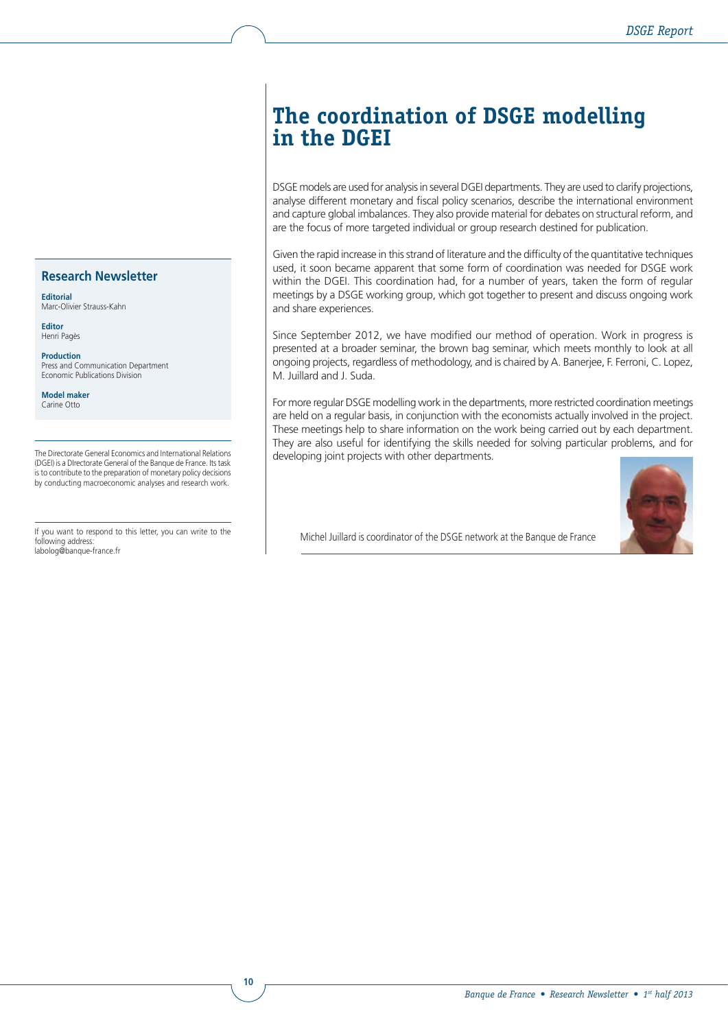# The coordination of DSGE modelling in the DGEI

DSGE models are used for analysis in several DGEI departments. They are used to clarify projections, analyse different monetary and fiscal policy scenarios, describe the international environment and capture global imbalances. They also provide material for debates on structural reform, and are the focus of more targeted individual or group research destined for publication.

Given the rapid increase in this strand of literature and the difficulty of the quantitative techniques used, it soon became apparent that some form of coordination was needed for DSGE work within the DGEI. This coordination had, for a number of years, taken the form of regular meetings by a DSGE working group, which got together to present and discuss ongoing work and share experiences.

Since September 2012, we have modified our method of operation. Work in progress is presented at a broader seminar, the brown bag seminar, which meets monthly to look at all ongoing projects, regardless of methodology, and is chaired by A. Banerjee, F. Ferroni, C. Lopez, M. Juillard and J. Suda.

For more regular DSGE modelling work in the departments, more restricted coordination meetings are held on a regular basis, in conjunction with the economists actually involved in the project. These meetings help to share information on the work being carried out by each department. They are also useful for identifying the skills needed for solving particular problems, and for developing joint projects with other departments.

Michel Juillard is coordinator of the DSGE network at the Banque de France

## Research Newsletter

**Editorial**
Marc-Olivier Strauss-Kahn

**Editor**
Henri Pagès

**Production**
Press and Communication Department
Economic Publications Division

**Model maker**
Carine Otto

The Directorate General Economics and International Relations (DGEI) is a DIrectorate General of the Banque de France. Its task is to contribute to the preparation of monetary policy decisions by conducting macroeconomic analyses and research work.

If you want to respond to this letter, you can write to the following address:
labolog@banque-france.fr